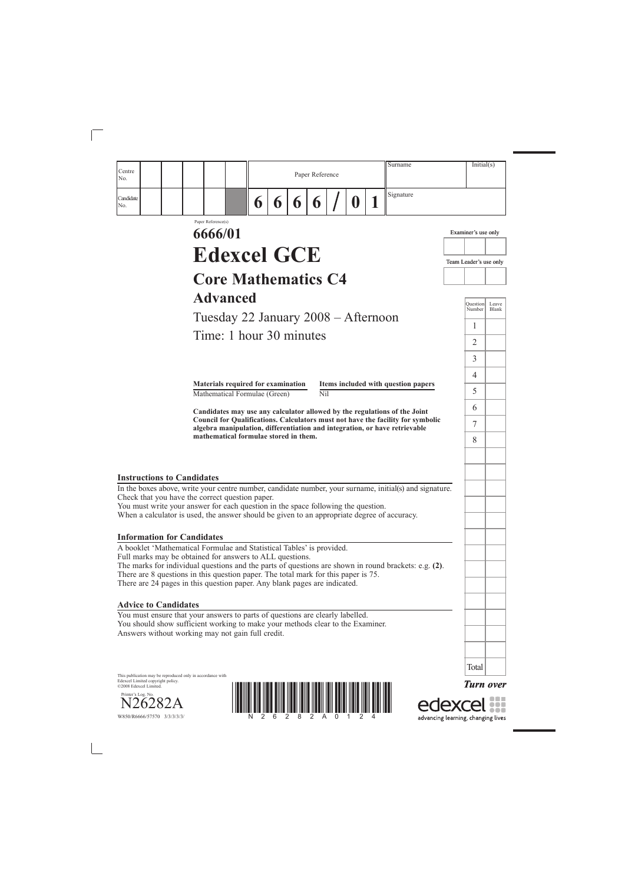| Centre No. | | | | | | Paper Reference | | | | | | | Surname | Initial(s) |
|---|---|---|---|---|---|---|---|---|---|---|---|---|---|---|
| Candidate No. | | | | | | 6 | 6 | 6 | 6 | / | 0 | 1 | Signature | |

Paper Reference(s)

# 6666/01

# Edexcel GCE

## Core Mathematics C4

## Advanced

Tuesday 22 January 2008 – Afternoon

Time: 1 hour 30 minutes

| Materials required for examination | Items included with question papers |
|---|---|
| Mathematical Formulae (Green) | Nil |

**Candidates may use any calculator allowed by the regulations of the Joint Council for Qualifications. Calculators must not have the facility for symbolic algebra manipulation, differentiation and integration, or have retrievable mathematical formulae stored in them.**

Examiner's use only

Team Leader's use only

| Question Number | Leave Blank |
|---|---|
| 1 | |
| 2 | |
| 3 | |
| 4 | |
| 5 | |
| 6 | |
| 7 | |
| 8 | |
| Total | |

### Instructions to Candidates

In the boxes above, write your centre number, candidate number, your surname, initial(s) and signature.
Check that you have the correct question paper.
You must write your answer for each question in the space following the question.
When a calculator is used, the answer should be given to an appropriate degree of accuracy.

### Information for Candidates

A booklet 'Mathematical Formulae and Statistical Tables' is provided.
Full marks may be obtained for answers to ALL questions.
The marks for individual questions and the parts of questions are shown in round brackets: e.g. **(2)**.
There are 8 questions in this question paper. The total mark for this paper is 75.
There are 24 pages in this question paper. Any blank pages are indicated.

### Advice to Candidates

You must ensure that your answers to parts of questions are clearly labelled.
You should show sufficient working to make your methods clear to the Examiner.
Answers without working may not gain full credit.

This publication may be reproduced only in accordance with Edexcel Limited copyright policy.
©2008 Edexcel Limited.

Printer's Log. No.
N26282A

W850/R6666/57570 3/3/3/3/3/

***Turn over***

edexcel
advancing learning, changing lives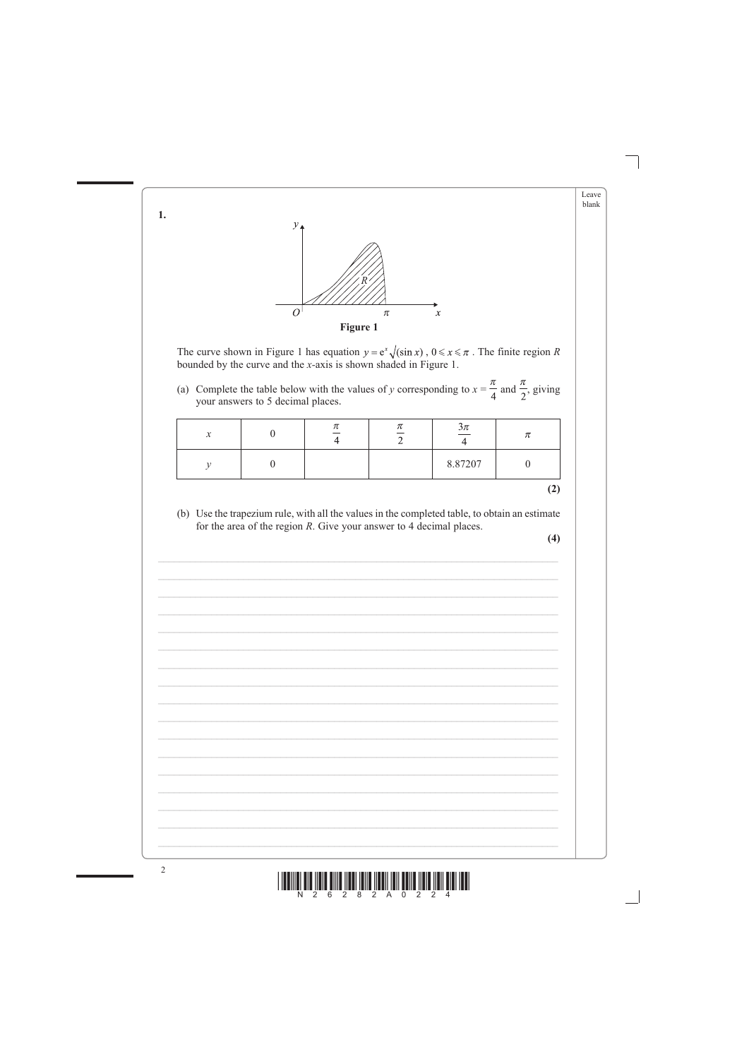**1.**

**Figure 1**

The curve shown in Figure 1 has equation $y = e^x \sqrt{(\sin x)}$, $0 \leqslant x \leqslant \pi$. The finite region $R$ bounded by the curve and the $x$-axis is shown shaded in Figure 1.

(a) Complete the table below with the values of $y$ corresponding to $x = \frac{\pi}{4}$ and $\frac{\pi}{2}$, giving your answers to 5 decimal places.

| $x$ | 0 | $\frac{\pi}{4}$ | $\frac{\pi}{2}$ | $\frac{3\pi}{4}$ | $\pi$ |
|---|---|---|---|---|---|
| $y$ | 0 | | | 8.87207 | 0 |

**(2)**

(b) Use the trapezium rule, with all the values in the completed table, to obtain an estimate for the area of the region $R$. Give your answer to 4 decimal places.

**(4)**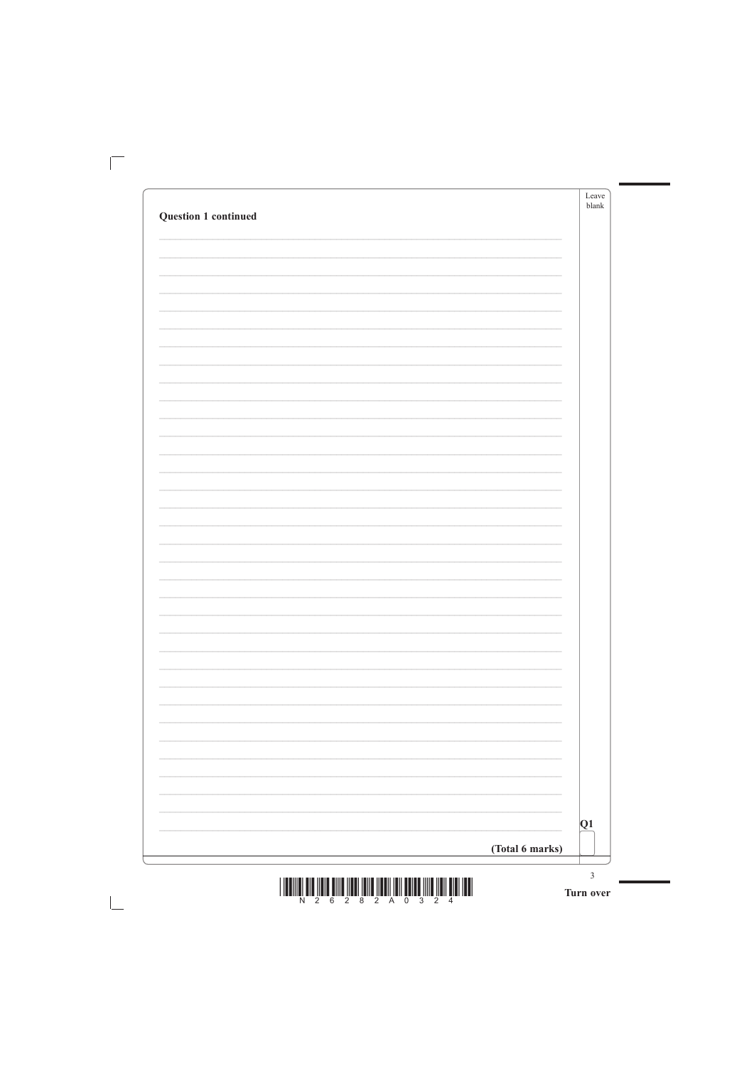**Question 1 continued**

**(Total 6 marks)**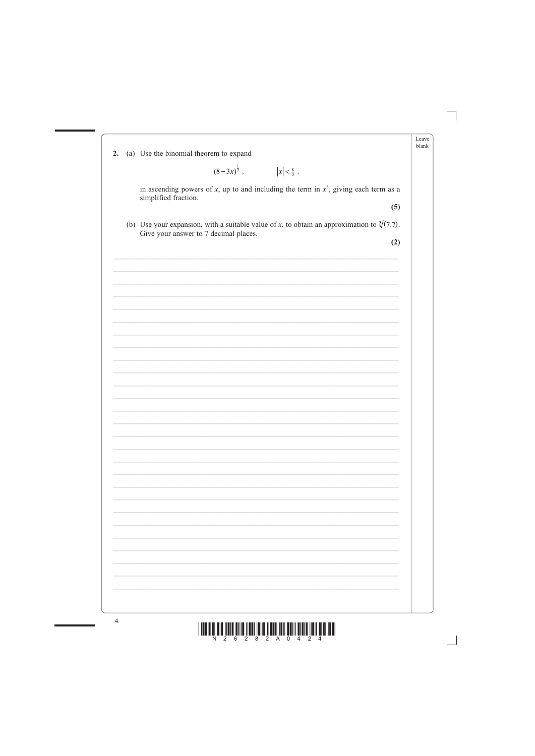**2.** (a) Use the binomial theorem to expand

$$(8-3x)^{\frac{1}{3}}, \qquad |x| < \tfrac{8}{3},$$

in ascending powers of $x$, up to and including the term in $x^3$, giving each term as a simplified fraction.

**(5)**

(b) Use your expansion, with a suitable value of $x$, to obtain an approximation to $\sqrt[3]{(7.7)}$. Give your answer to 7 decimal places.

**(2)**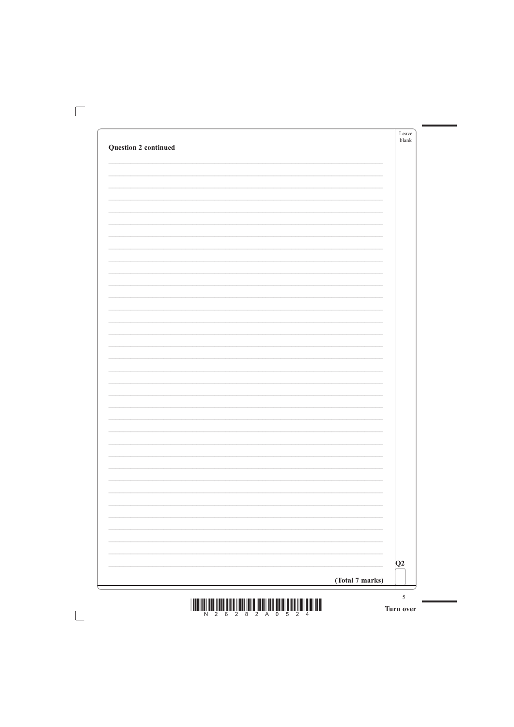**Question 2 continued**

Q2

**(Total 7 marks)**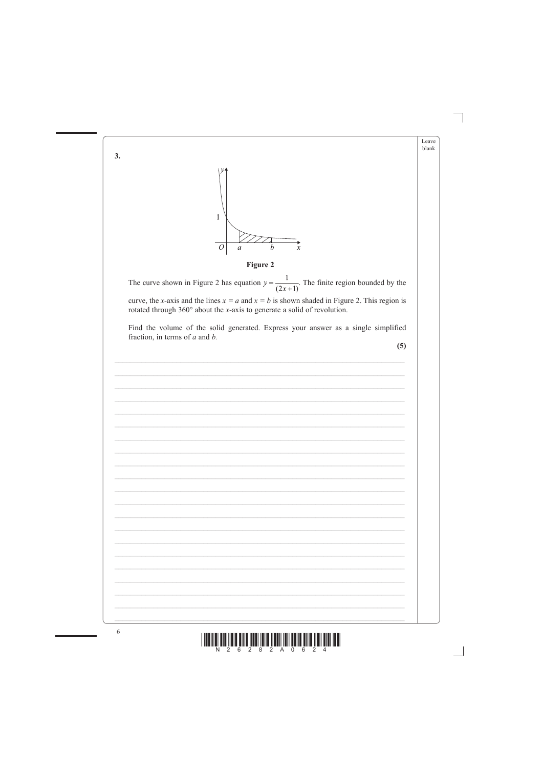**3.**

**Figure 2**

The curve shown in Figure 2 has equation $y = \frac{1}{(2x+1)}$. The finite region bounded by the curve, the $x$-axis and the lines $x = a$ and $x = b$ is shown shaded in Figure 2. This region is rotated through 360° about the $x$-axis to generate a solid of revolution.

Find the volume of the solid generated. Express your answer as a single simplified fraction, in terms of $a$ and $b$.

**(5)**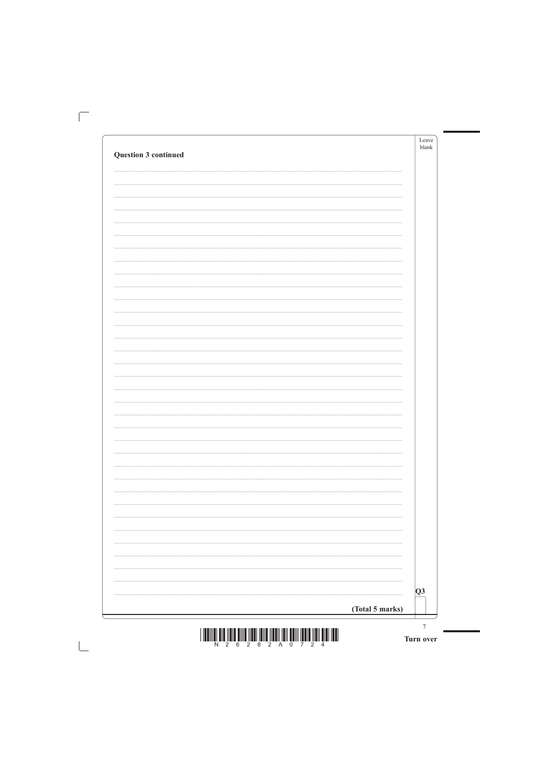**Question 3 continued**

**(Total 5 marks)**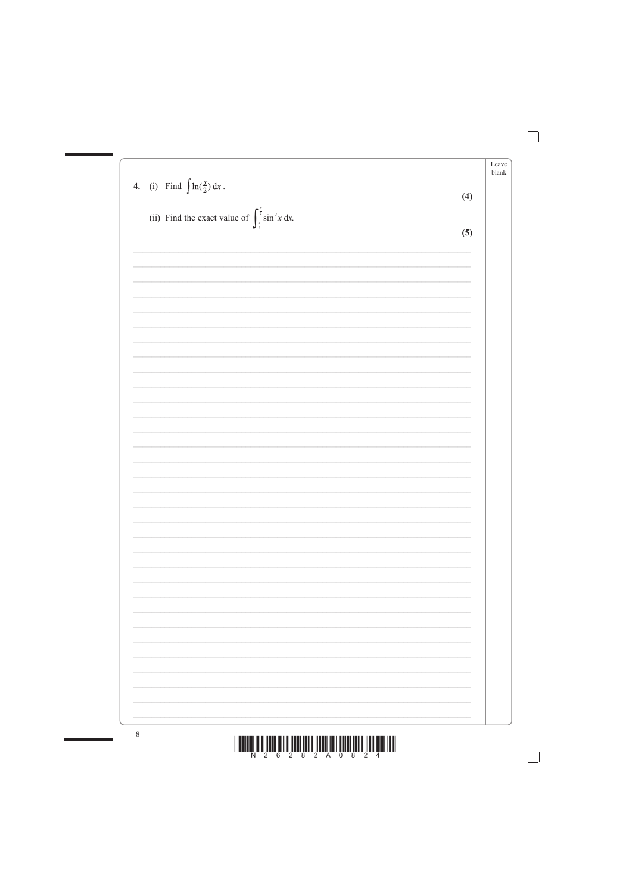**4.** (i) Find $\int \ln(\frac{x}{2})\, dx$.

**(4)**

(ii) Find the exact value of $\int_{\frac{\pi}{4}}^{\frac{\pi}{2}} \sin^2 x \, dx$.

**(5)**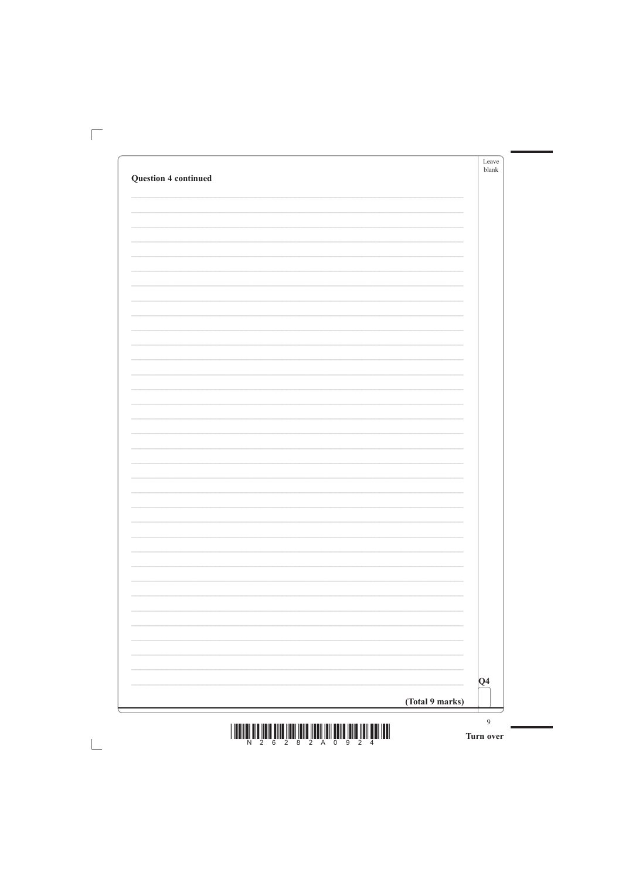**Question 4 continued**

Q4

**(Total 9 marks)**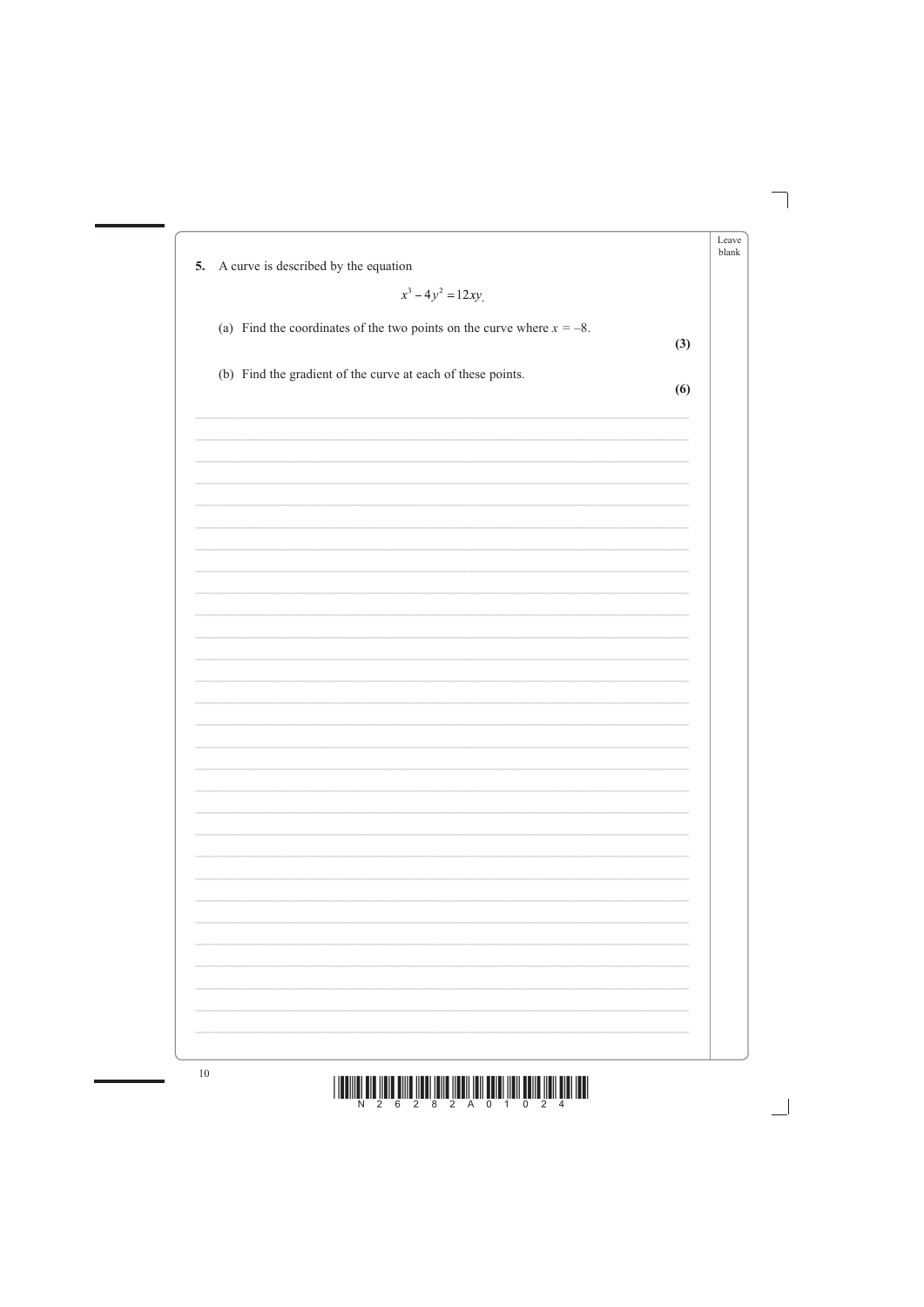**5.** A curve is described by the equation

$$x^3 - 4y^2 = 12xy.$$

(a) Find the coordinates of the two points on the curve where $x = -8$.
**(3)**

(b) Find the gradient of the curve at each of these points.
**(6)**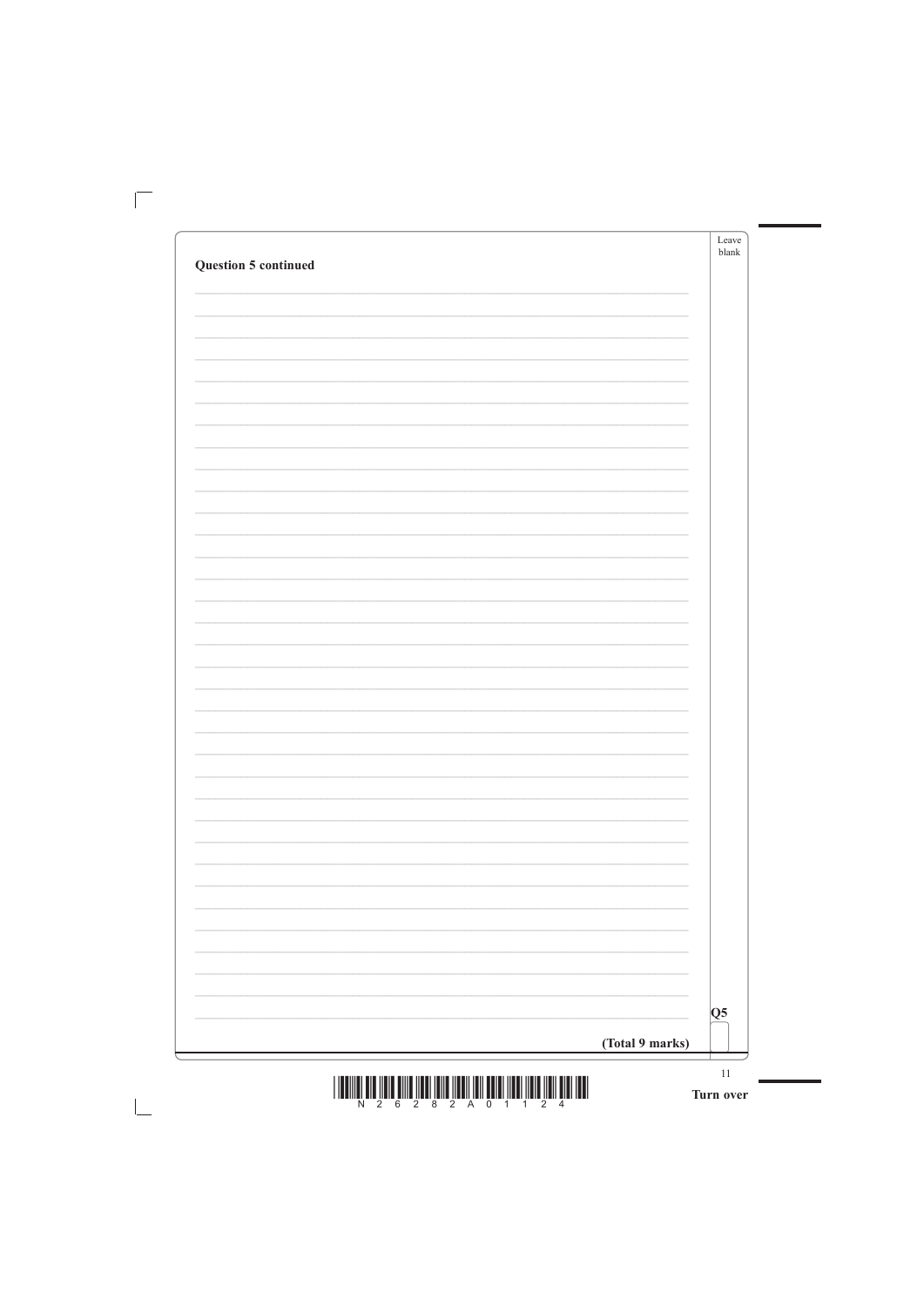**Question 5 continued**

**(Total 9 marks)**

Q5

**Turn over**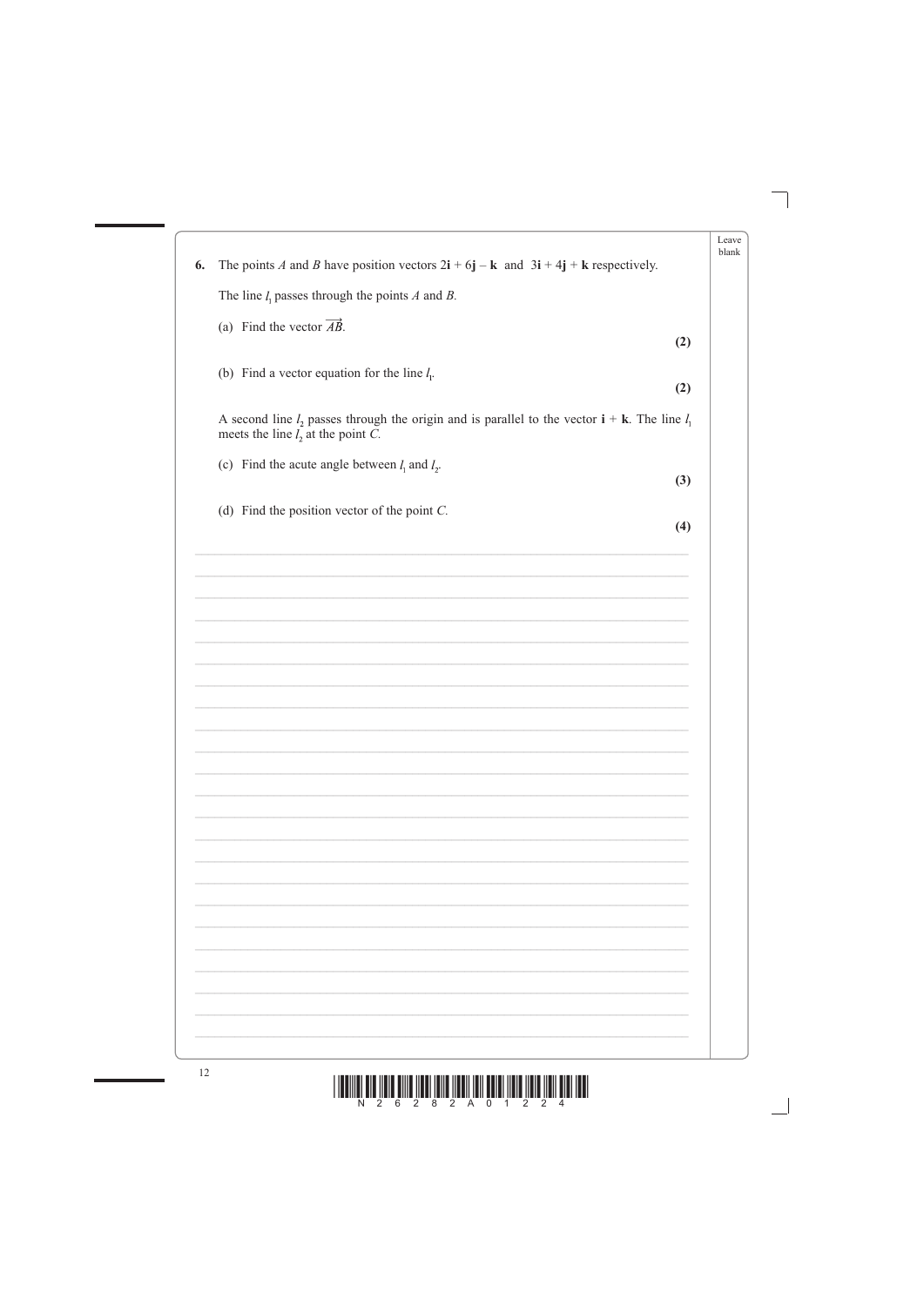**6.** The points $A$ and $B$ have position vectors $2\mathbf{i} + 6\mathbf{j} - \mathbf{k}$ and $3\mathbf{i} + 4\mathbf{j} + \mathbf{k}$ respectively.

The line $l_1$ passes through the points $A$ and $B$.

(a) Find the vector $\overrightarrow{AB}$.
**(2)**

(b) Find a vector equation for the line $l_1$.
**(2)**

A second line $l_2$ passes through the origin and is parallel to the vector $\mathbf{i} + \mathbf{k}$. The line $l_1$ meets the line $l_2$ at the point $C$.

(c) Find the acute angle between $l_1$ and $l_2$.
**(3)**

(d) Find the position vector of the point $C$.
**(4)**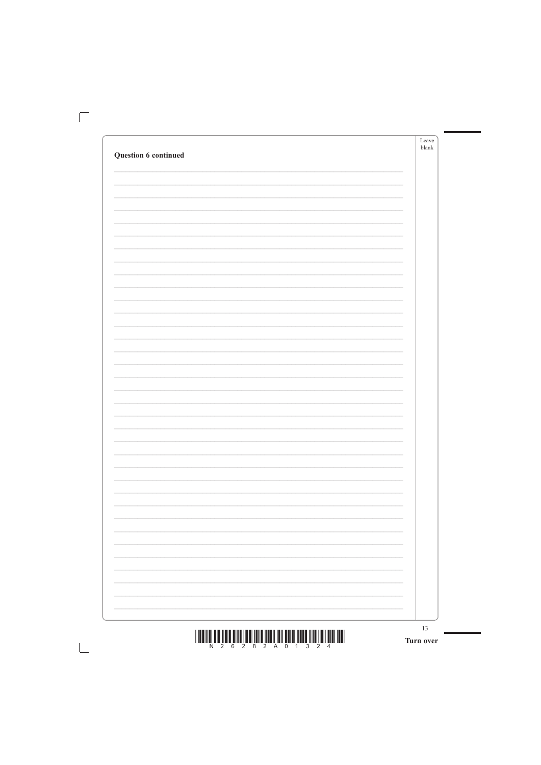**Question 6 continued**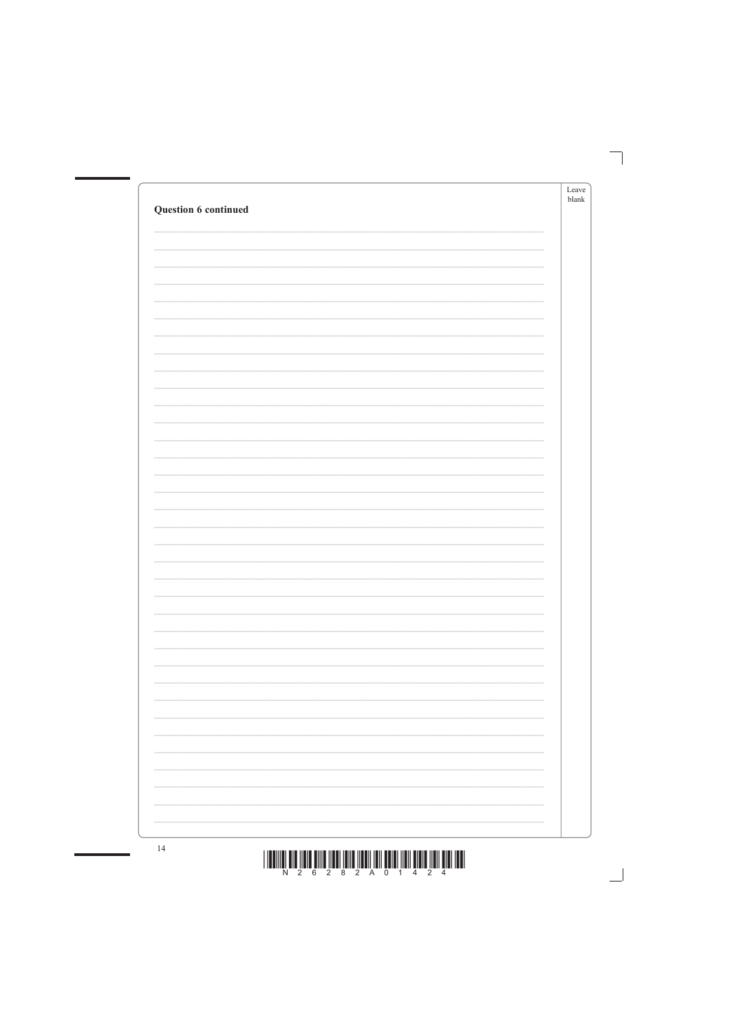**Question 6 continued**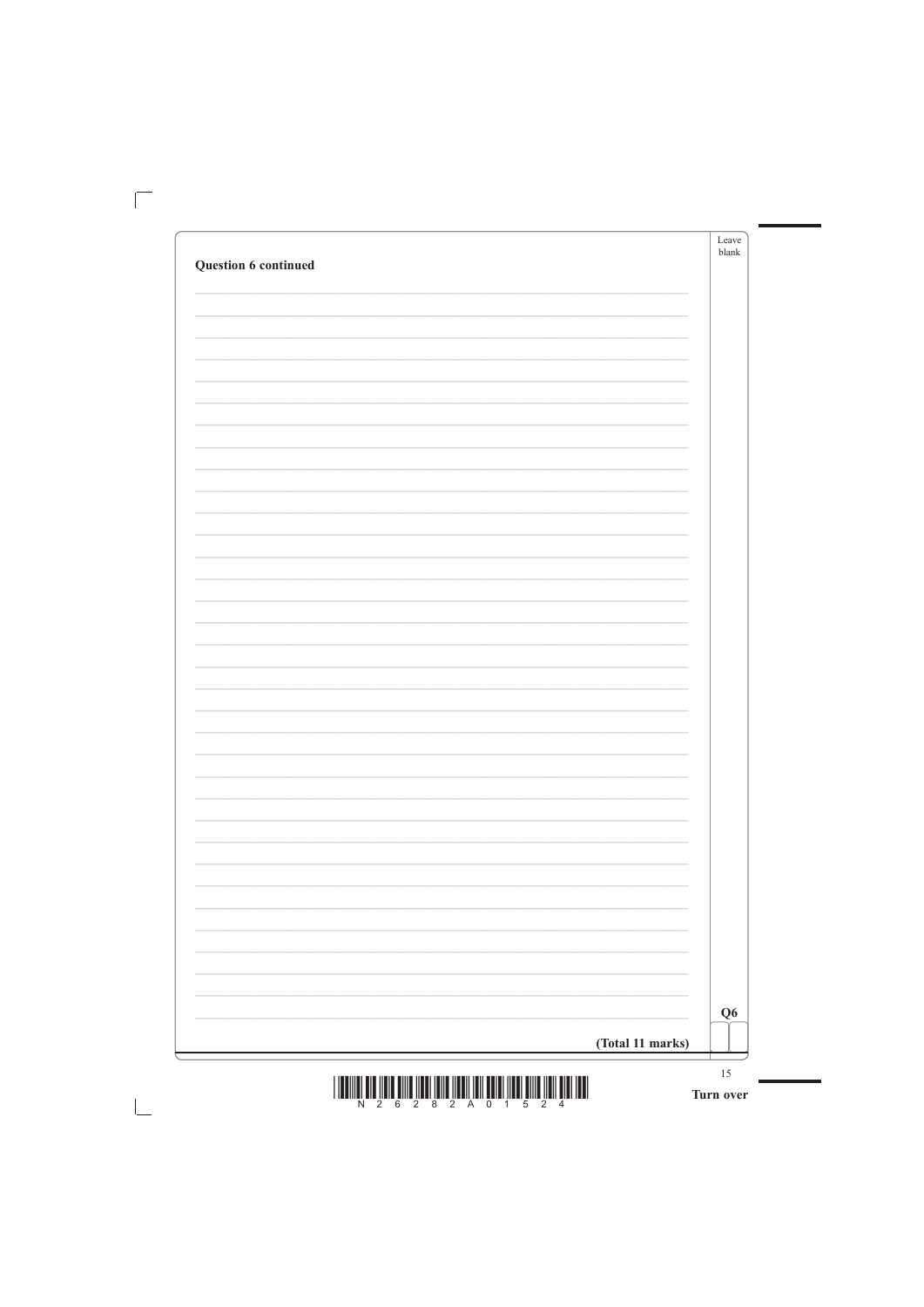**Question 6 continued**

**(Total 11 marks)**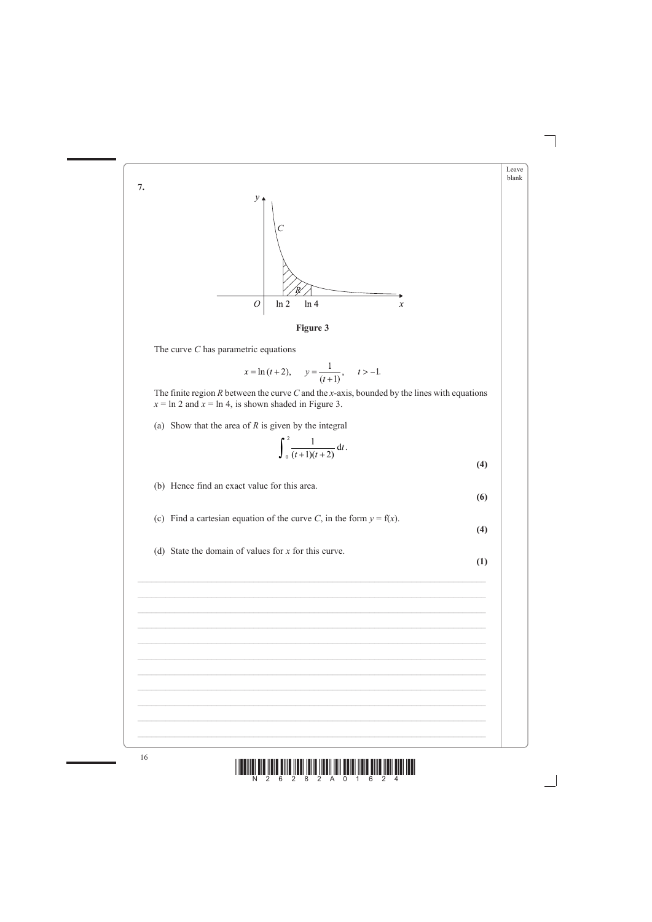**7.**

**Figure 3**

The curve $C$ has parametric equations

$$x = \ln(t + 2), \quad y = \frac{1}{(t+1)}, \quad t > -1.$$

The finite region $R$ between the curve $C$ and the $x$-axis, bounded by the lines with equations $x = \ln 2$ and $x = \ln 4$, is shown shaded in Figure 3.

(a) Show that the area of $R$ is given by the integral

$$\int_0^2 \frac{1}{(t+1)(t+2)} \, dt.$$

**(4)**

(b) Hence find an exact value for this area.

**(6)**

(c) Find a cartesian equation of the curve $C$, in the form $y = f(x)$.

**(4)**

(d) State the domain of values for $x$ for this curve.

**(1)**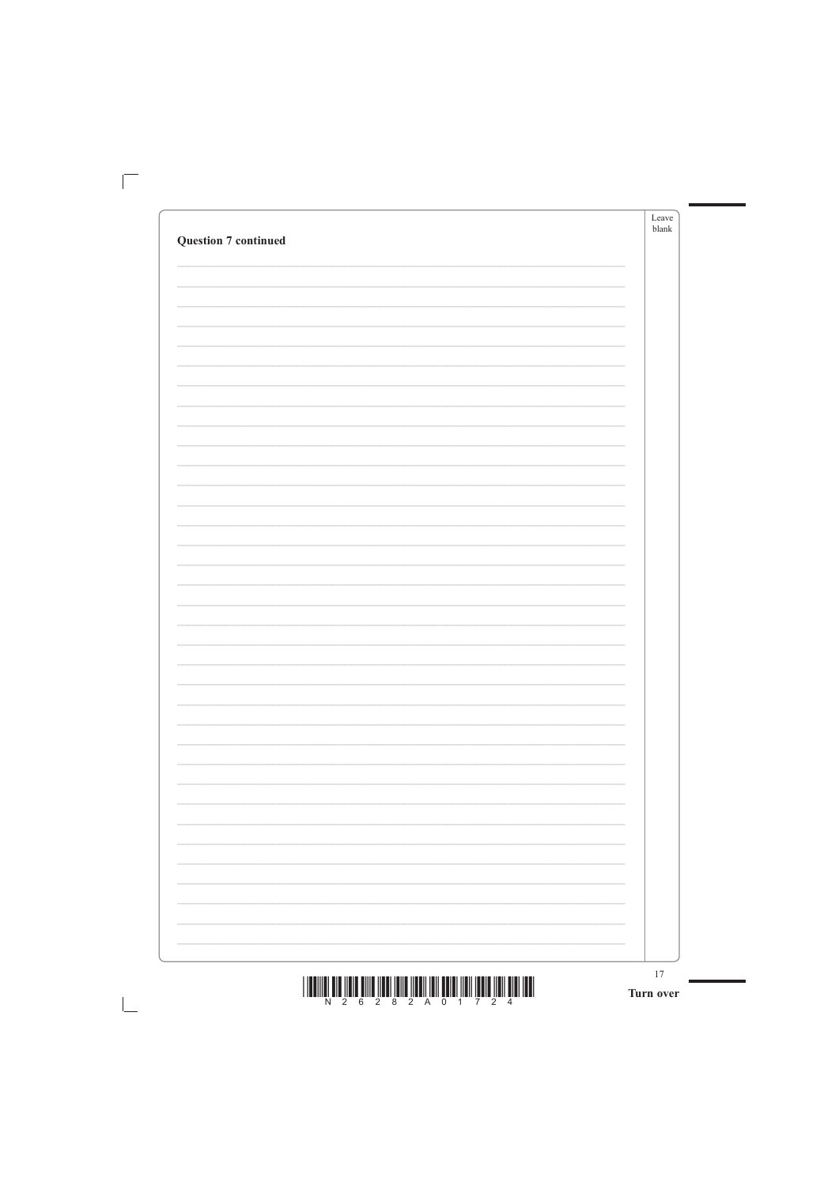**Question 7 continued**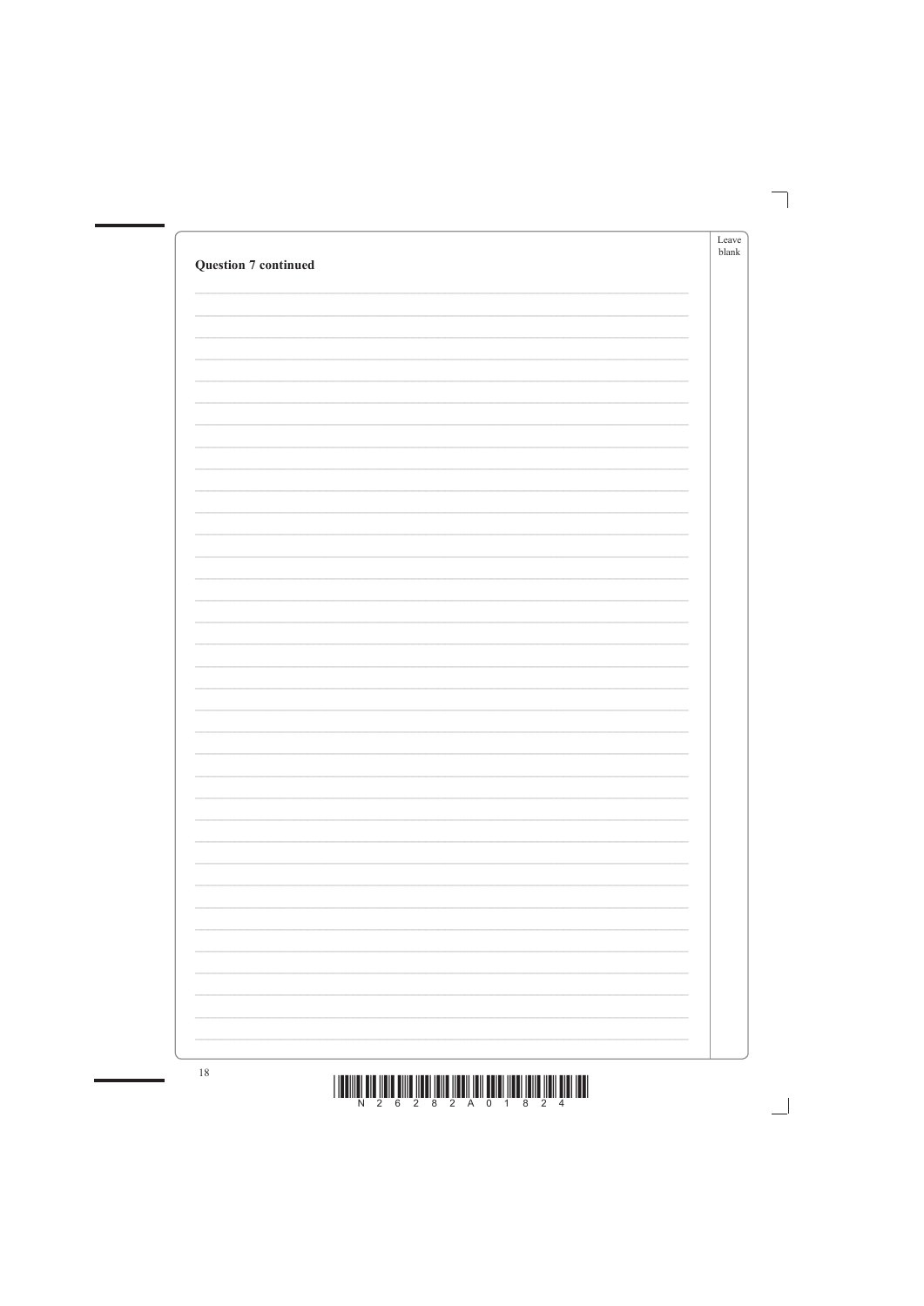**Question 7 continued**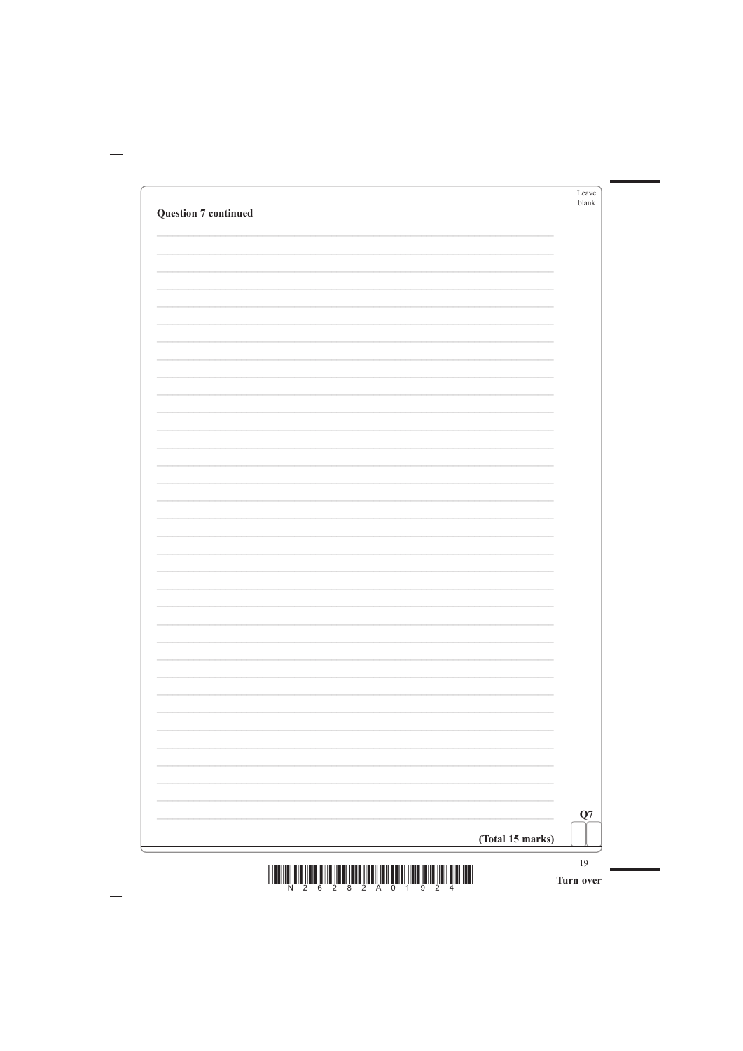**Question 7 continued**

**(Total 15 marks)**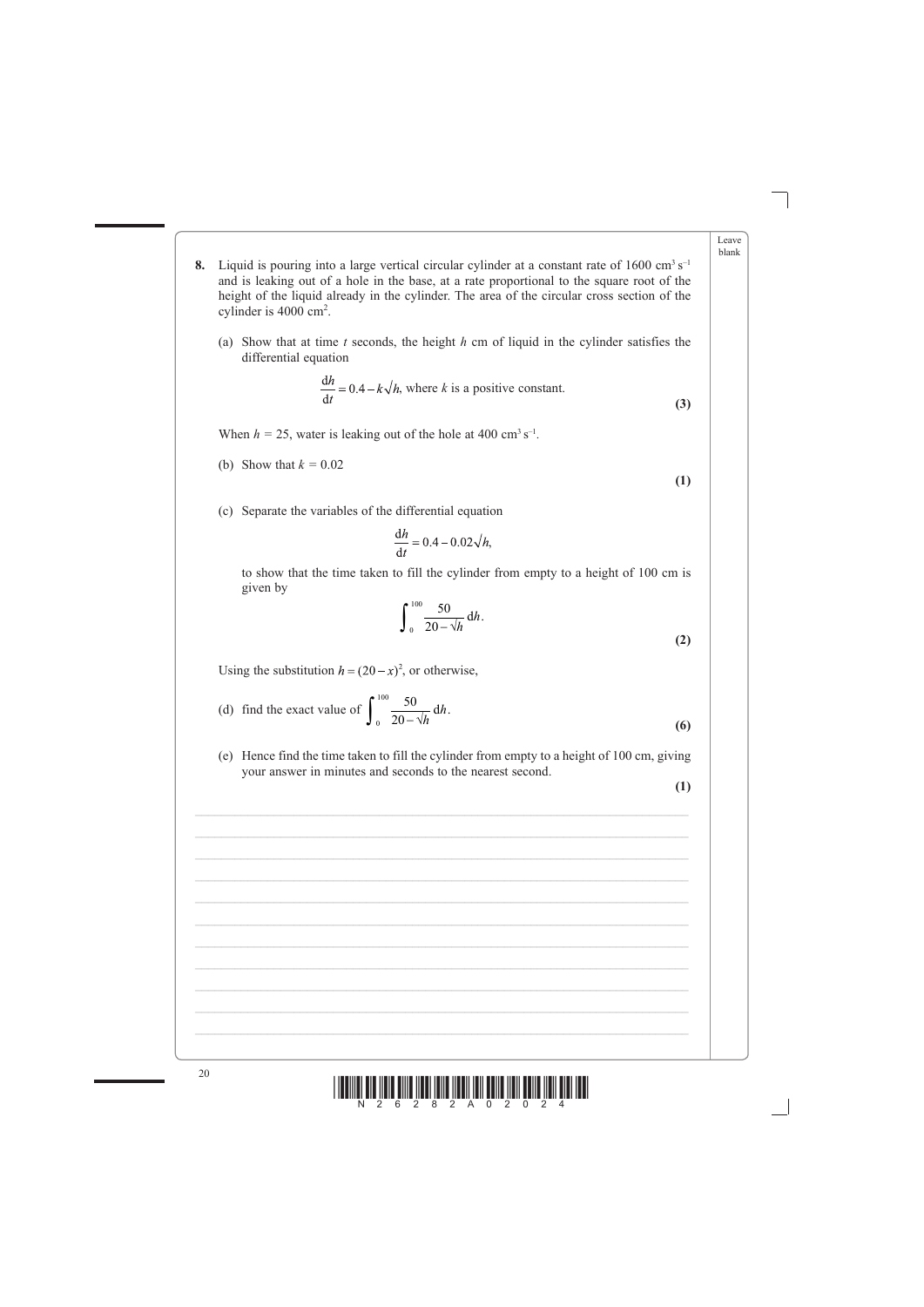**8.** Liquid is pouring into a large vertical circular cylinder at a constant rate of 1600 $\text{cm}^3\,\text{s}^{-1}$ and is leaking out of a hole in the base, at a rate proportional to the square root of the height of the liquid already in the cylinder. The area of the circular cross section of the cylinder is 4000 $\text{cm}^2$.

(a) Show that at time $t$ seconds, the height $h$ cm of liquid in the cylinder satisfies the differential equation

$$\frac{\mathrm{d}h}{\mathrm{d}t} = 0.4 - k\sqrt{h}, \text{ where } k \text{ is a positive constant.}$$

**(3)**

When $h = 25$, water is leaking out of the hole at 400 $\text{cm}^3\,\text{s}^{-1}$.

(b) Show that $k = 0.02$

**(1)**

(c) Separate the variables of the differential equation

$$\frac{\mathrm{d}h}{\mathrm{d}t} = 0.4 - 0.02\sqrt{h},$$

to show that the time taken to fill the cylinder from empty to a height of 100 cm is given by

$$\int_0^{100} \frac{50}{20 - \sqrt{h}}\,\mathrm{d}h.$$

**(2)**

Using the substitution $h = (20 - x)^2$, or otherwise,

(d) find the exact value of $\displaystyle\int_0^{100} \frac{50}{20 - \sqrt{h}}\,\mathrm{d}h.$

**(6)**

(e) Hence find the time taken to fill the cylinder from empty to a height of 100 cm, giving your answer in minutes and seconds to the nearest second.

**(1)**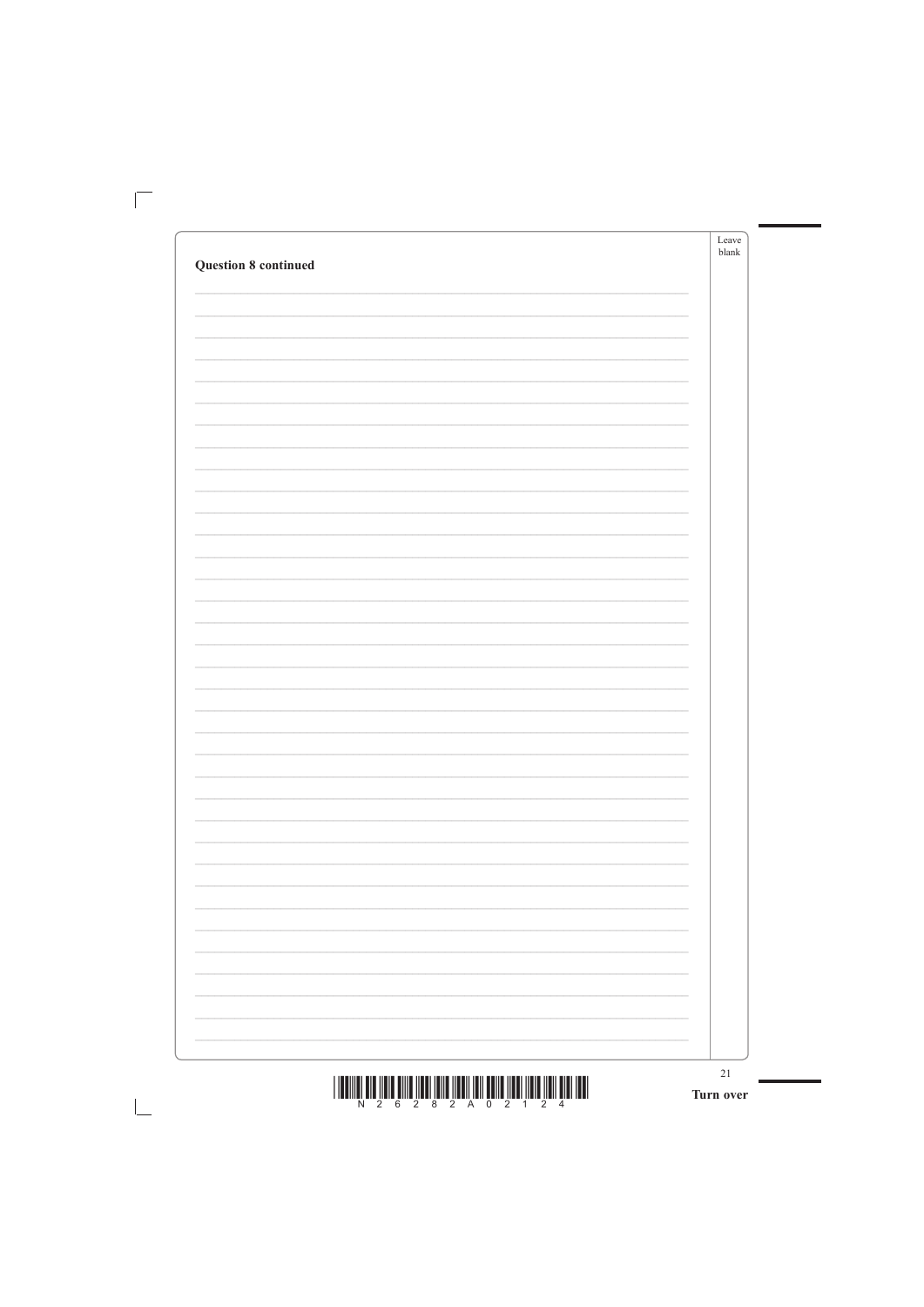**Question 8 continued**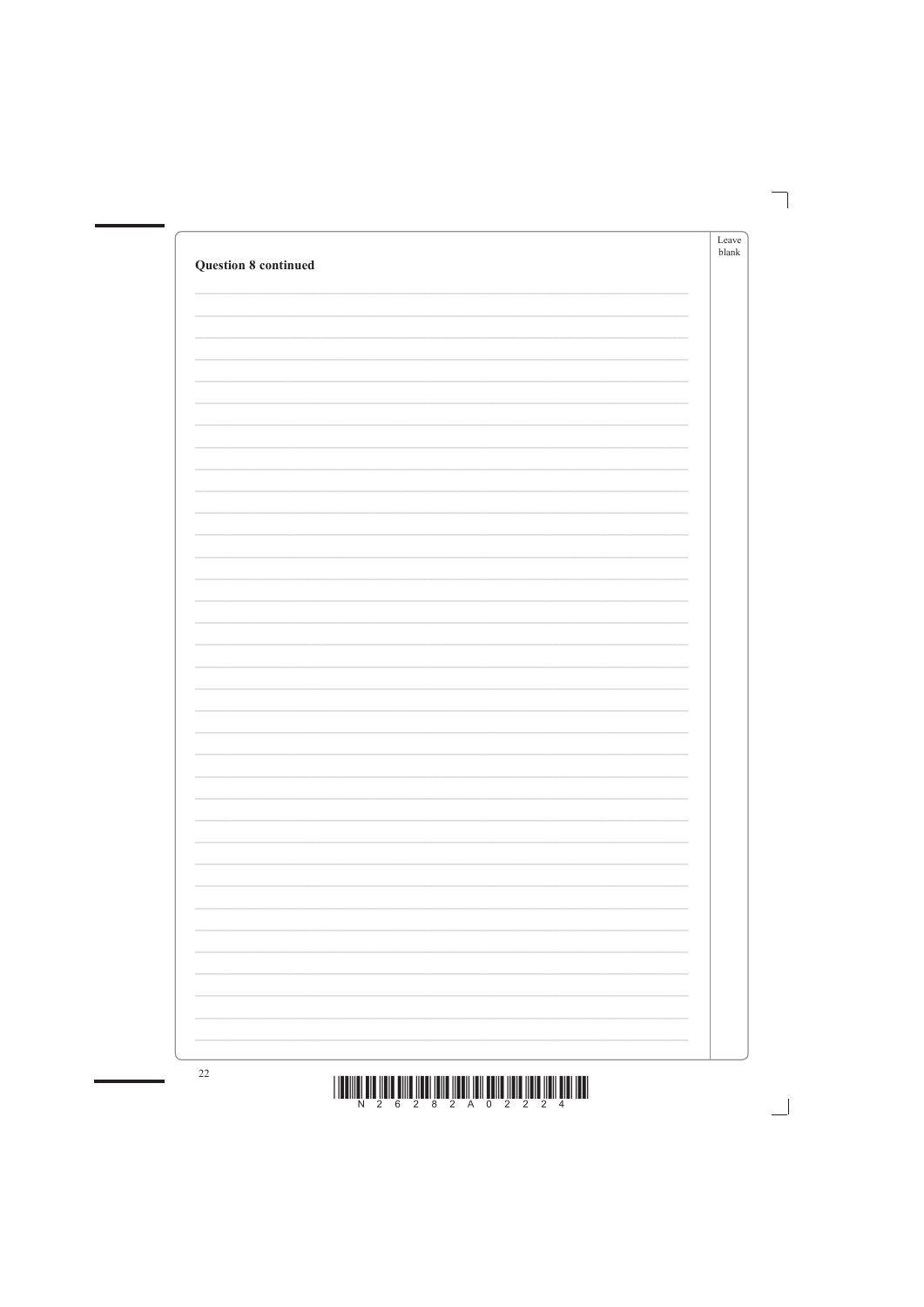**Question 8 continued**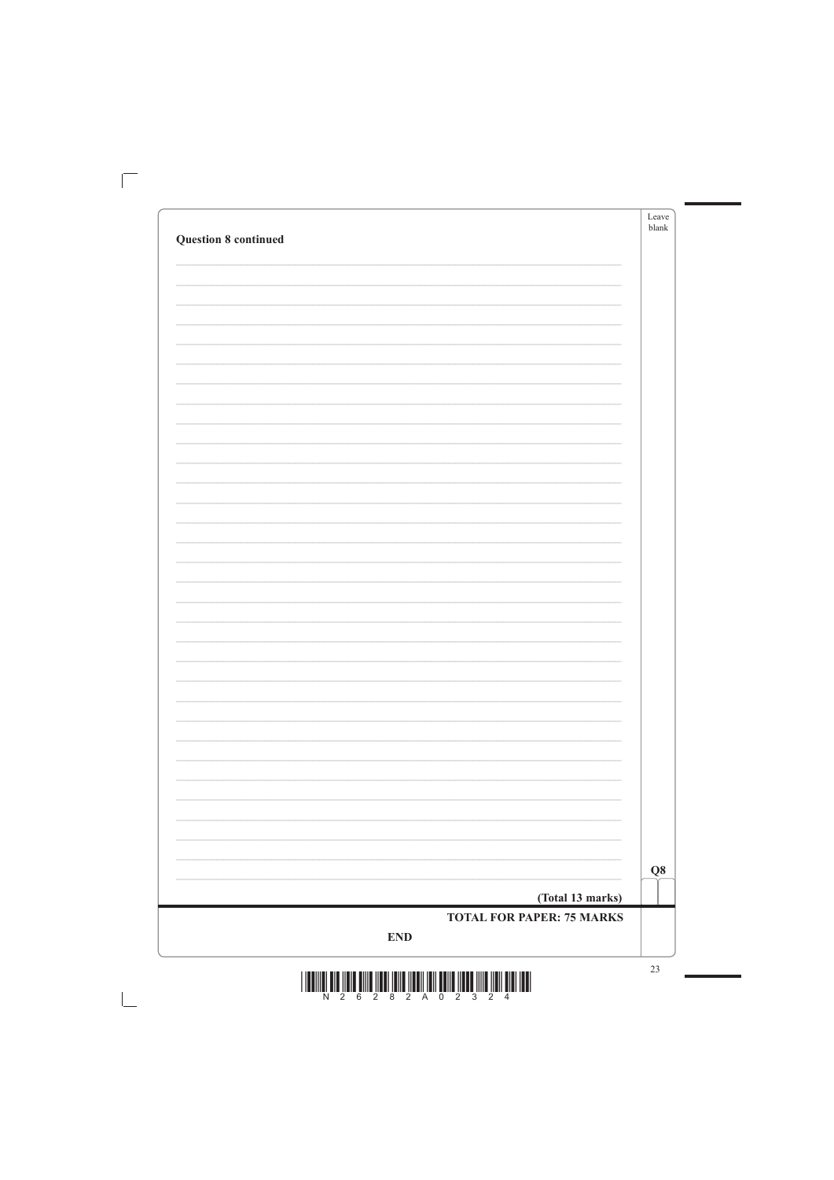**Question 8 continued**

(Total 13 marks)

**TOTAL FOR PAPER: 75 MARKS**

**END**